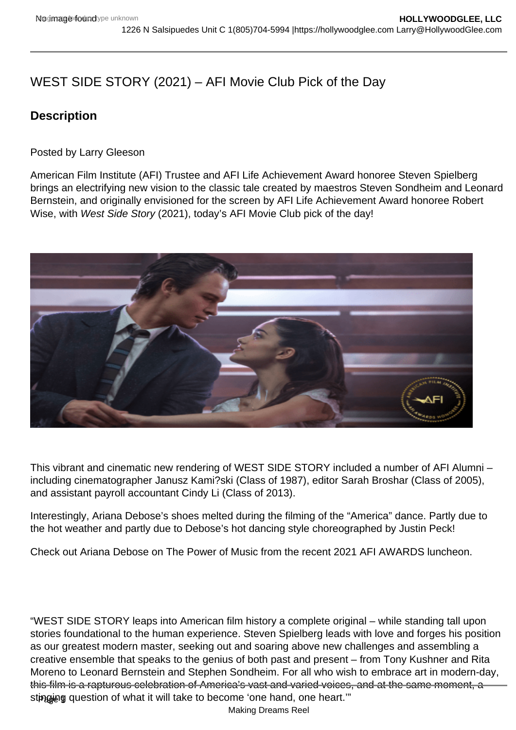# WEST SIDE STORY (2021) – AFI Movie Club Pick of the Day

## Description

Posted by Larry Gleeson

American Film Institute (AFI) Trustee and AFI Life Achievement Award honoree Steven Spielberg brings an electrifying new vision to the classic tale created by maestros Steven Sondheim and Leonard Bernstein, and originally envisioned for the screen by AFI Life Achievement Award honoree Robert Wise, with *West Side Story* (2021), today's AFI Movie Club pick of the day!

This vibrant and cinematic new rendering of WEST SIDE STORY included a number of AFI Alumni – including cinematographer Janusz Kami?ski (Class of 1987), editor Sarah Broshar (Class of 2005), and assistant payroll accountant Cindy Li (Class of 2013).

Interestingly, Ariana Debose's shoes melted during the filming of the "America" dance. Partly due to the hot weather and partly due to Debose's hot dancing style choreographed by Justin Peck!

Check out Ariana Debose on The Power of Music from the recent 2021 AFI AWARDS luncheon.

"WEST SIDE STORY leaps into American film history a complete original – while standing tall upon stories foundational to the human experience. Steven Spielberg leads with love and forges his position as our greatest modern master, seeking out and soaring above new challenges and assembling a creative ensemble that speaks to the genius of both past and present – from Tony Kushner and Rita Moreno to Leonard Bernstein and Stephen Sondheim. For all who wish to embrace art in modern-day, this film is a rapturous celebration of America's vast and varied voices, and at the same moment, a stinging question of what it will take to become 'one hand, one heart.'"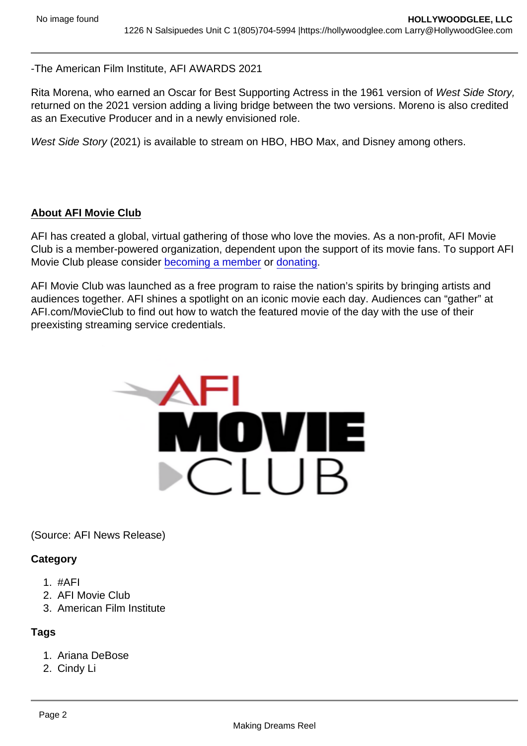-The American Film Institute, AFI AWARDS 2021

Rita Morena, who earned an Oscar for Best Supporting Actress in the 1961 version of *West Side Story,* returned on the 2021 version adding a living bridge between the two versions. Moreno is also credited as an Executive Producer and in a newly envisioned role.

*West Side Story* (2021) is available to stream on HBO, HBO Max, and Disney among others.

**About AFI Movie Club**

AFI has created a global, virtual gathering of those who love the movies. As a non-profit, AFI Movie Club is a member-powered organization, dependent upon the support of its movie fans. To support AFI Movie Club please consider becoming a member or donating.

AFI Movie Club was launched as a free program to raise the nation's spirits by bringing artists and audiences together. AFI shines a spotlight on an iconic movie each day. Audiences can "gather" at AFI.com/MovieClub to find out how to watch the featured movie of the day with the use of their preexisting streaming service credentials.

(Source: AFI News Release)

**Category**

1. #AFI
2. AFI Movie Club
3. American Film Institute

**Tags**

1. Ariana DeBose
2. Cindy Li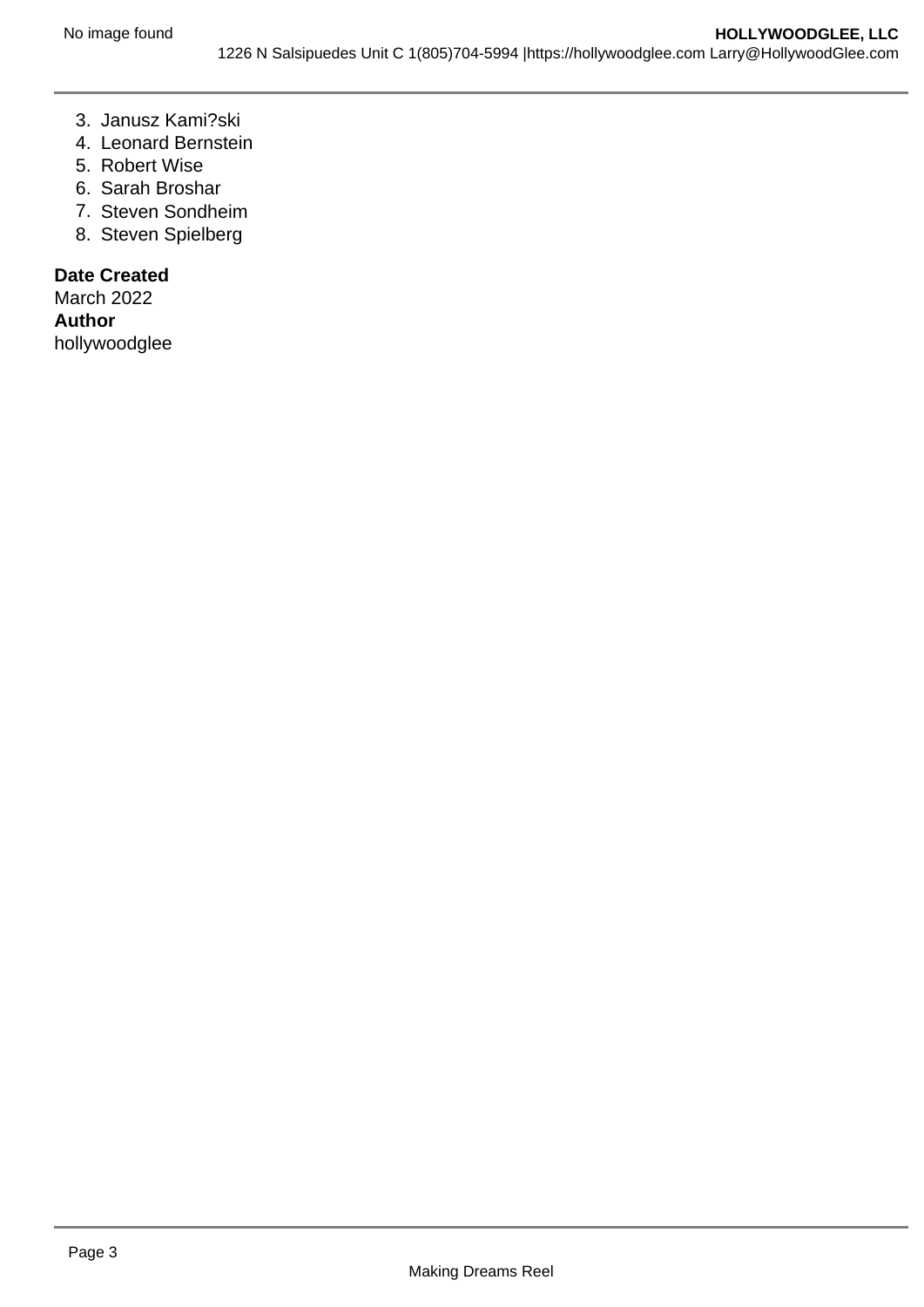3. Janusz Kami?ski
4. Leonard Bernstein
5. Robert Wise
6. Sarah Broshar
7. Steven Sondheim
8. Steven Spielberg

**Date Created**
March 2022
**Author**
hollywoodglee